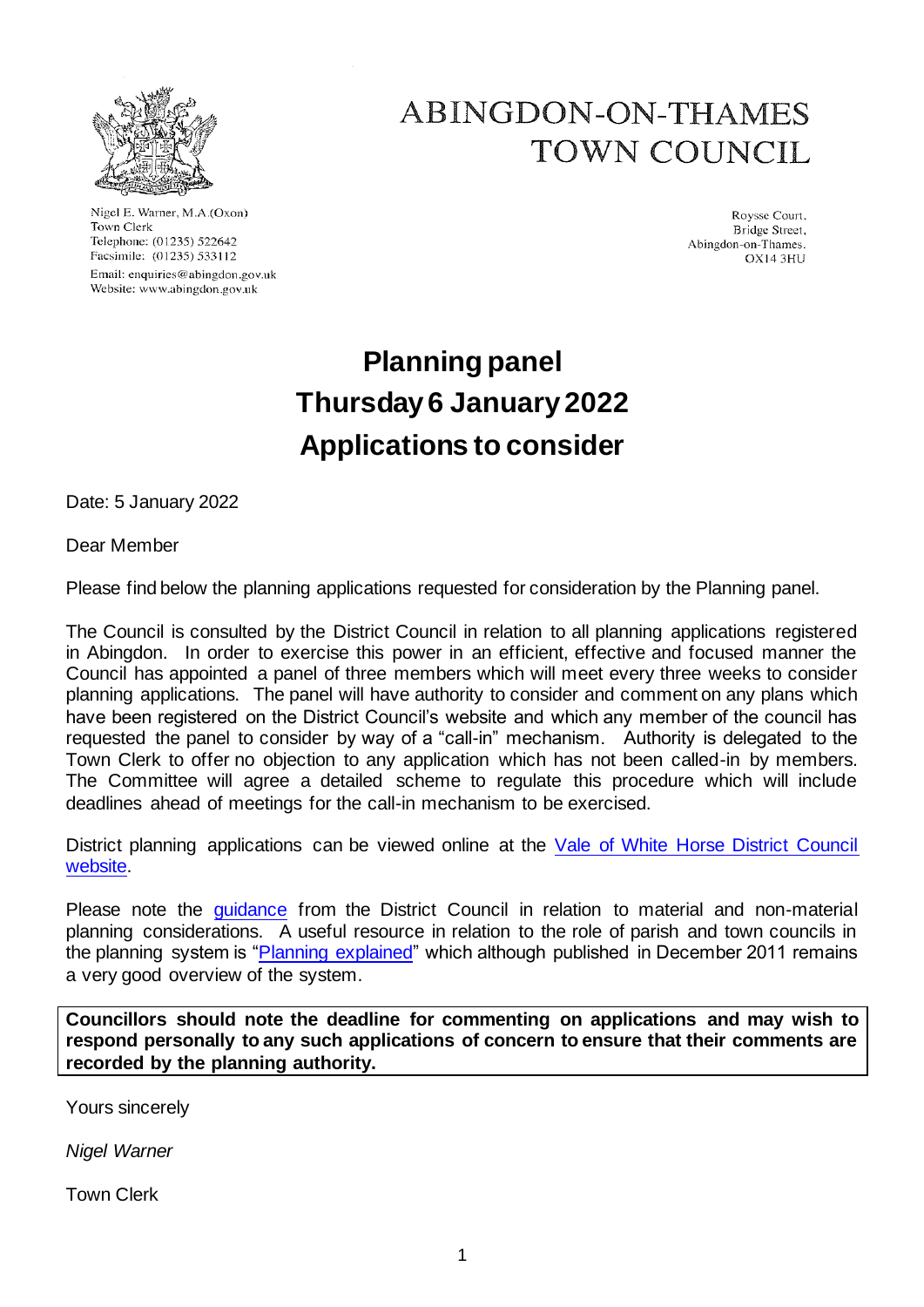# ABINGDON-ON-THAMES TOWN COUNCIL

Nigel E. Warner, M.A.(Oxon)
Town Clerk
Telephone: (01235) 522642
Facsimile: (01235) 533112
Email: enquiries@abingdon.gov.uk
Website: www.abingdon.gov.uk

Roysse Court,
Bridge Street,
Abingdon-on-Thames,
OX14 3HU

## Planning panel
## Thursday 6 January 2022
## Applications to consider

Date: 5 January 2022

Dear Member

Please find below the planning applications requested for consideration by the Planning panel.

The Council is consulted by the District Council in relation to all planning applications registered in Abingdon. In order to exercise this power in an efficient, effective and focused manner the Council has appointed a panel of three members which will meet every three weeks to consider planning applications. The panel will have authority to consider and comment on any plans which have been registered on the District Council's website and which any member of the council has requested the panel to consider by way of a "call-in" mechanism. Authority is delegated to the Town Clerk to offer no objection to any application which has not been called-in by members. The Committee will agree a detailed scheme to regulate this procedure which will include deadlines ahead of meetings for the call-in mechanism to be exercised.

District planning applications can be viewed online at the Vale of White Horse District Council website.

Please note the guidance from the District Council in relation to material and non-material planning considerations. A useful resource in relation to the role of parish and town councils in the planning system is "Planning explained" which although published in December 2011 remains a very good overview of the system.

**Councillors should note the deadline for commenting on applications and may wish to respond personally to any such applications of concern to ensure that their comments are recorded by the planning authority.**

Yours sincerely

*Nigel Warner*

Town Clerk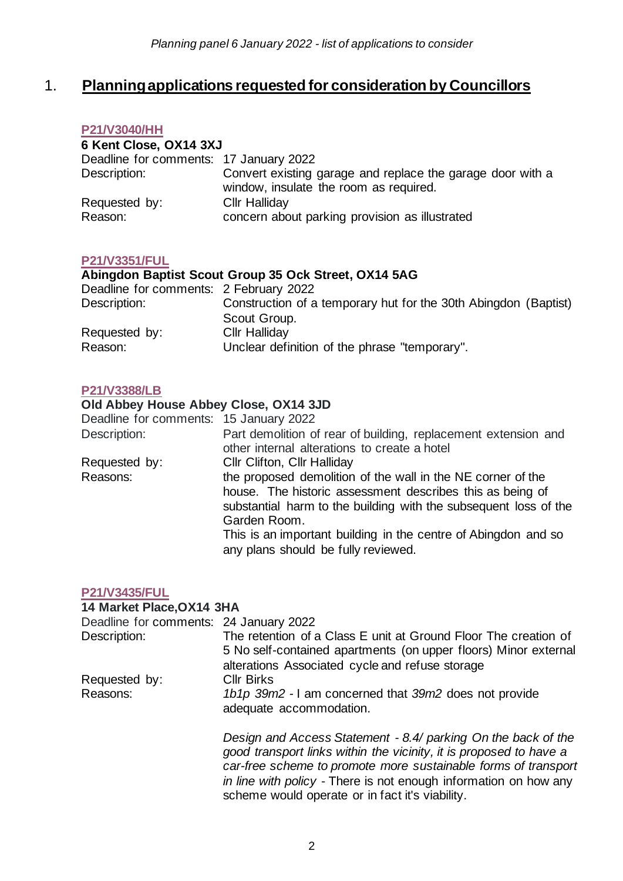## 1. **Planning applications requested for consideration by Councillors**

### P21/V3040/HH

**6 Kent Close, OX14 3XJ**

| | |
|---|---|
| Deadline for comments: | 17 January 2022 |
| Description: | Convert existing garage and replace the garage door with a window, insulate the room as required. |
| Requested by: | Cllr Halliday |
| Reason: | concern about parking provision as illustrated |

### P21/V3351/FUL

**Abingdon Baptist Scout Group 35 Ock Street, OX14 5AG**

| | |
|---|---|
| Deadline for comments: | 2 February 2022 |
| Description: | Construction of a temporary hut for the 30th Abingdon (Baptist) Scout Group. |
| Requested by: | Cllr Halliday |
| Reason: | Unclear definition of the phrase "temporary". |

### P21/V3388/LB

**Old Abbey House Abbey Close, OX14 3JD**

| | |
|---|---|
| Deadline for comments: | 15 January 2022 |
| Description: | Part demolition of rear of building, replacement extension and other internal alterations to create a hotel |
| Requested by: | Cllr Clifton, Cllr Halliday |
| Reasons: | the proposed demolition of the wall in the NE corner of the house. The historic assessment describes this as being of substantial harm to the building with the subsequent loss of the Garden Room.<br>This is an important building in the centre of Abingdon and so any plans should be fully reviewed. |

### P21/V3435/FUL

**14 Market Place,OX14 3HA**

| | |
|---|---|
| Deadline for comments: | 24 January 2022 |
| Description: | The retention of a Class E unit at Ground Floor The creation of 5 No self-contained apartments (on upper floors) Minor external alterations Associated cycle and refuse storage |
| Requested by: | Cllr Birks |
| Reasons: | *1b1p 39m2* - I am concerned that *39m2* does not provide adequate accommodation.<br><br>*Design and Access Statement - 8.4/ parking On the back of the good transport links within the vicinity, it is proposed to have a car-free scheme to promote more sustainable forms of transport in line with policy* - There is not enough information on how any scheme would operate or in fact it's viability. |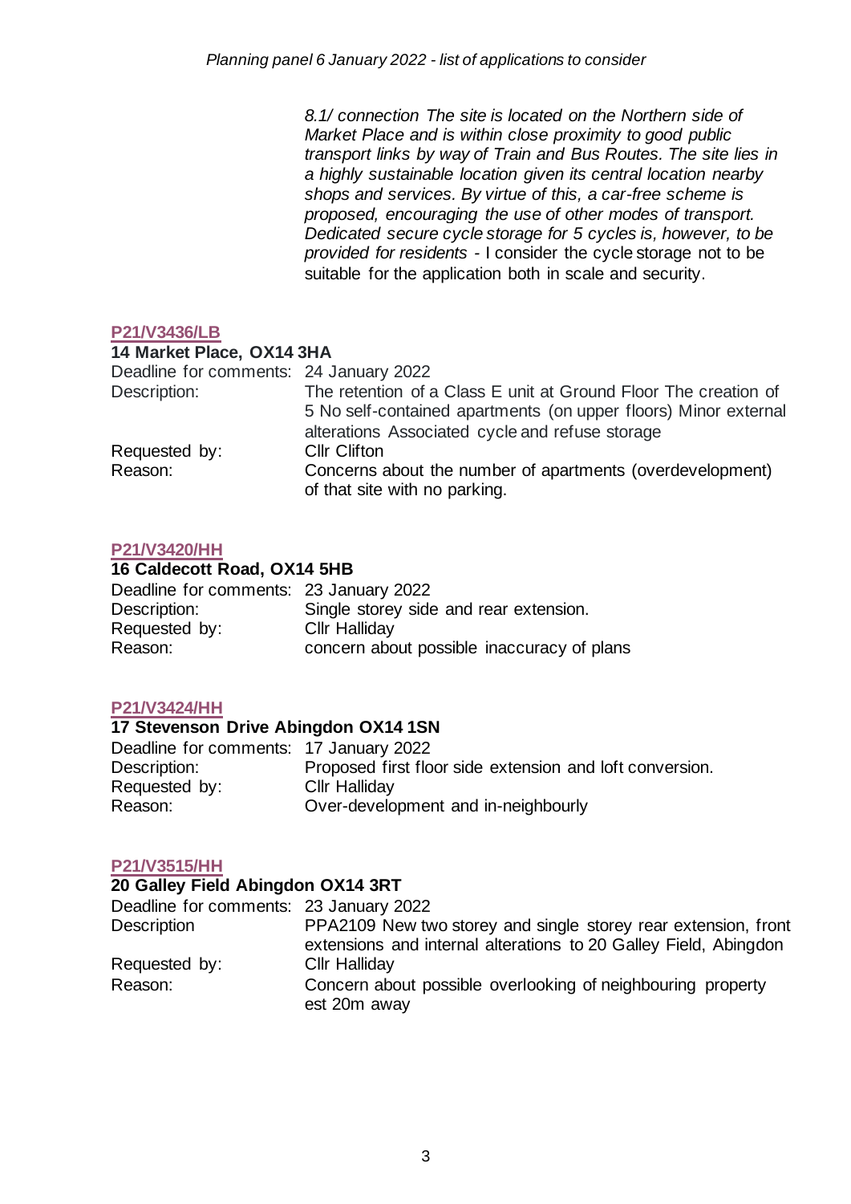*8.1/ connection The site is located on the Northern side of Market Place and is within close proximity to good public transport links by way of Train and Bus Routes. The site lies in a highly sustainable location given its central location nearby shops and services. By virtue of this, a car-free scheme is proposed, encouraging the use of other modes of transport. Dedicated secure cycle storage for 5 cycles is, however, to be provided for residents* - I consider the cycle storage not to be suitable for the application both in scale and security.

**P21/V3436/LB**

**14 Market Place, OX14 3HA**

| | |
|---|---|
| Deadline for comments: | 24 January 2022 |
| Description: | The retention of a Class E unit at Ground Floor The creation of 5 No self-contained apartments (on upper floors) Minor external alterations Associated cycle and refuse storage |
| Requested by: | Cllr Clifton |
| Reason: | Concerns about the number of apartments (overdevelopment) of that site with no parking. |

**P21/V3420/HH**

**16 Caldecott Road, OX14 5HB**

| | |
|---|---|
| Deadline for comments: | 23 January 2022 |
| Description: | Single storey side and rear extension. |
| Requested by: | Cllr Halliday |
| Reason: | concern about possible inaccuracy of plans |

**P21/V3424/HH**

**17 Stevenson Drive Abingdon OX14 1SN**

| | |
|---|---|
| Deadline for comments: | 17 January 2022 |
| Description: | Proposed first floor side extension and loft conversion. |
| Requested by: | Cllr Halliday |
| Reason: | Over-development and in-neighbourly |

**P21/V3515/HH**

**20 Galley Field Abingdon OX14 3RT**

| | |
|---|---|
| Deadline for comments: | 23 January 2022 |
| Description | PPA2109 New two storey and single storey rear extension, front extensions and internal alterations to 20 Galley Field, Abingdon |
| Requested by: | Cllr Halliday |
| Reason: | Concern about possible overlooking of neighbouring property est 20m away |